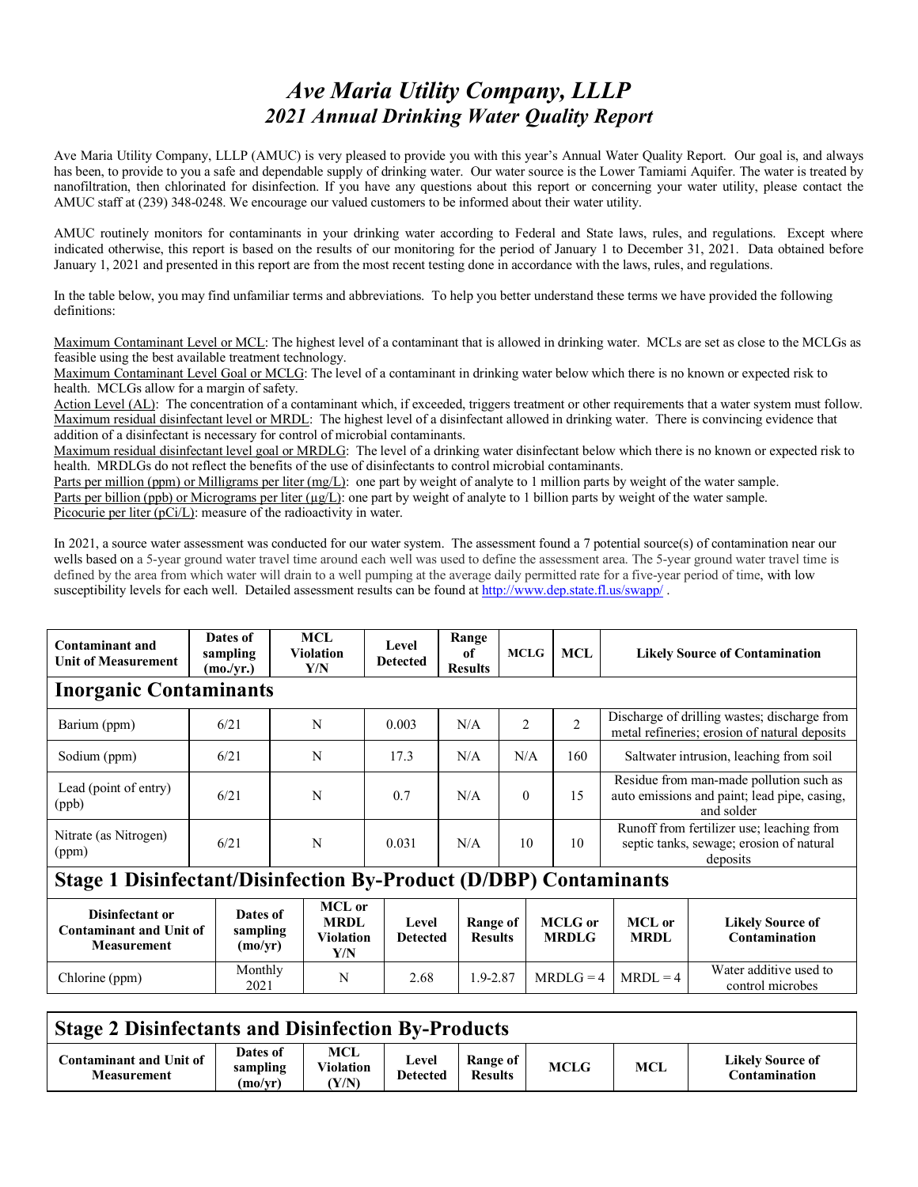# *Ave Maria Utility Company, LLLP*
## *2021 Annual Drinking Water Quality Report*

Ave Maria Utility Company, LLLP (AMUC) is very pleased to provide you with this year's Annual Water Quality Report. Our goal is, and always has been, to provide to you a safe and dependable supply of drinking water. Our water source is the Lower Tamiami Aquifer. The water is treated by nanofiltration, then chlorinated for disinfection. If you have any questions about this report or concerning your water utility, please contact the AMUC staff at (239) 348-0248. We encourage our valued customers to be informed about their water utility.

AMUC routinely monitors for contaminants in your drinking water according to Federal and State laws, rules, and regulations. Except where indicated otherwise, this report is based on the results of our monitoring for the period of January 1 to December 31, 2021. Data obtained before January 1, 2021 and presented in this report are from the most recent testing done in accordance with the laws, rules, and regulations.

In the table below, you may find unfamiliar terms and abbreviations. To help you better understand these terms we have provided the following definitions:

Maximum Contaminant Level or MCL: The highest level of a contaminant that is allowed in drinking water. MCLs are set as close to the MCLGs as feasible using the best available treatment technology.
Maximum Contaminant Level Goal or MCLG: The level of a contaminant in drinking water below which there is no known or expected risk to health. MCLGs allow for a margin of safety.
Action Level (AL): The concentration of a contaminant which, if exceeded, triggers treatment or other requirements that a water system must follow.
Maximum residual disinfectant level or MRDL: The highest level of a disinfectant allowed in drinking water. There is convincing evidence that addition of a disinfectant is necessary for control of microbial contaminants.
Maximum residual disinfectant level goal or MRDLG: The level of a drinking water disinfectant below which there is no known or expected risk to health. MRDLGs do not reflect the benefits of the use of disinfectants to control microbial contaminants.
Parts per million (ppm) or Milligrams per liter (mg/L): one part by weight of analyte to 1 million parts by weight of the water sample.
Parts per billion (ppb) or Micrograms per liter (µg/L): one part by weight of analyte to 1 billion parts by weight of the water sample.
Picocurie per liter (pCi/L): measure of the radioactivity in water.

In 2021, a source water assessment was conducted for our water system. The assessment found a 7 potential source(s) of contamination near our wells based on a 5-year ground water travel time around each well was used to define the assessment area. The 5-year ground water travel time is defined by the area from which water will drain to a well pumping at the average daily permitted rate for a five-year period of time, with low susceptibility levels for each well. Detailed assessment results can be found at http://www.dep.state.fl.us/swapp/ .

| Contaminant and Unit of Measurement | Dates of sampling (mo./yr.) | MCL Violation Y/N | Level Detected | Range of Results | MCLG | MCL | Likely Source of Contamination |
|---|---|---|---|---|---|---|---|
| **Inorganic Contaminants** | | | | | | | |
| Barium (ppm) | 6/21 | N | 0.003 | N/A | 2 | 2 | Discharge of drilling wastes; discharge from metal refineries; erosion of natural deposits |
| Sodium (ppm) | 6/21 | N | 17.3 | N/A | N/A | 160 | Saltwater intrusion, leaching from soil |
| Lead (point of entry) (ppb) | 6/21 | N | 0.7 | N/A | 0 | 15 | Residue from man-made pollution such as auto emissions and paint; lead pipe, casing, and solder |
| Nitrate (as Nitrogen) (ppm) | 6/21 | N | 0.031 | N/A | 10 | 10 | Runoff from fertilizer use; leaching from septic tanks, sewage; erosion of natural deposits |

## Stage 1 Disinfectant/Disinfection By-Product (D/DBP) Contaminants

| Disinfectant or Contaminant and Unit of Measurement | Dates of sampling (mo/yr) | MCL or MRDL Violation Y/N | Level Detected | Range of Results | MCLG or MRDLG | MCL or MRDL | Likely Source of Contamination |
|---|---|---|---|---|---|---|---|
| Chlorine (ppm) | Monthly 2021 | N | 2.68 | 1.9-2.87 | MRDLG = 4 | MRDL = 4 | Water additive used to control microbes |

## Stage 2 Disinfectants and Disinfection By-Products

| Contaminant and Unit of Measurement | Dates of sampling (mo/yr) | MCL Violation (Y/N) | Level Detected | Range of Results | MCLG | MCL | Likely Source of Contamination |
|---|---|---|---|---|---|---|---|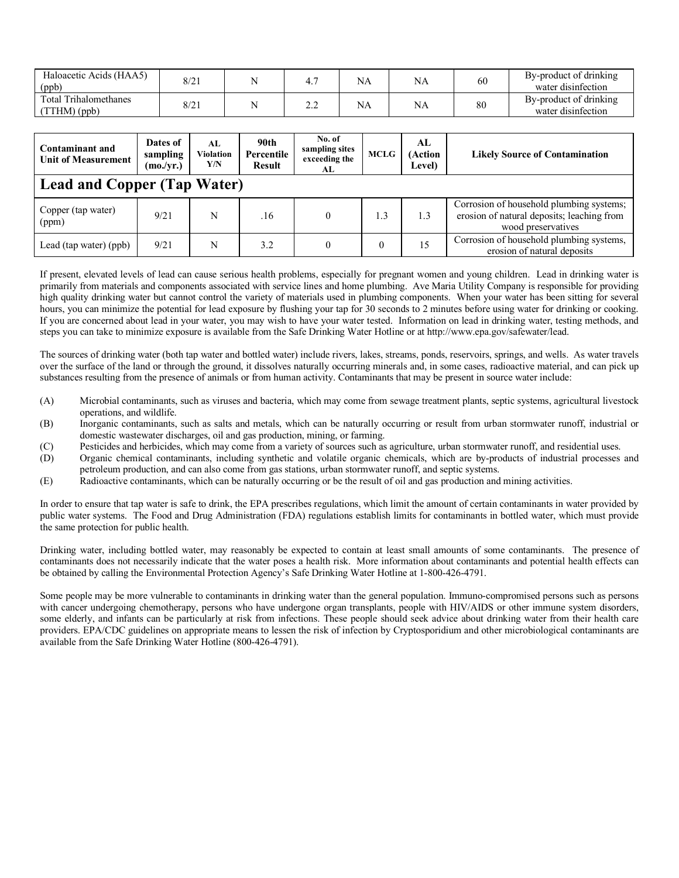| | | | | | | | |
|---|---|---|---|---|---|---|---|
| Haloacetic Acids (HAA5) (ppb) | 8/21 | N | 4.7 | NA | NA | 60 | By-product of drinking water disinfection |
| Total Trihalomethanes (TTHM) (ppb) | 8/21 | N | 2.2 | NA | NA | 80 | By-product of drinking water disinfection |

| Contaminant and Unit of Measurement | Dates of sampling (mo./yr.) | AL Violation Y/N | 90th Percentile Result | No. of sampling sites exceeding the AL | MCLG | AL (Action Level) | Likely Source of Contamination |
|---|---|---|---|---|---|---|---|
| **Lead and Copper (Tap Water)** | | | | | | | |
| Copper (tap water) (ppm) | 9/21 | N | .16 | 0 | 1.3 | 1.3 | Corrosion of household plumbing systems; erosion of natural deposits; leaching from wood preservatives |
| Lead (tap water) (ppb) | 9/21 | N | 3.2 | 0 | 0 | 15 | Corrosion of household plumbing systems, erosion of natural deposits |

If present, elevated levels of lead can cause serious health problems, especially for pregnant women and young children. Lead in drinking water is primarily from materials and components associated with service lines and home plumbing. Ave Maria Utility Company is responsible for providing high quality drinking water but cannot control the variety of materials used in plumbing components. When your water has been sitting for several hours, you can minimize the potential for lead exposure by flushing your tap for 30 seconds to 2 minutes before using water for drinking or cooking. If you are concerned about lead in your water, you may wish to have your water tested. Information on lead in drinking water, testing methods, and steps you can take to minimize exposure is available from the Safe Drinking Water Hotline or at http://www.epa.gov/safewater/lead.

The sources of drinking water (both tap water and bottled water) include rivers, lakes, streams, ponds, reservoirs, springs, and wells. As water travels over the surface of the land or through the ground, it dissolves naturally occurring minerals and, in some cases, radioactive material, and can pick up substances resulting from the presence of animals or from human activity. Contaminants that may be present in source water include:

(A) Microbial contaminants, such as viruses and bacteria, which may come from sewage treatment plants, septic systems, agricultural livestock operations, and wildlife.

(B) Inorganic contaminants, such as salts and metals, which can be naturally occurring or result from urban stormwater runoff, industrial or domestic wastewater discharges, oil and gas production, mining, or farming.

(C) Pesticides and herbicides, which may come from a variety of sources such as agriculture, urban stormwater runoff, and residential uses.

(D) Organic chemical contaminants, including synthetic and volatile organic chemicals, which are by-products of industrial processes and petroleum production, and can also come from gas stations, urban stormwater runoff, and septic systems.

(E) Radioactive contaminants, which can be naturally occurring or be the result of oil and gas production and mining activities.

In order to ensure that tap water is safe to drink, the EPA prescribes regulations, which limit the amount of certain contaminants in water provided by public water systems. The Food and Drug Administration (FDA) regulations establish limits for contaminants in bottled water, which must provide the same protection for public health.

Drinking water, including bottled water, may reasonably be expected to contain at least small amounts of some contaminants. The presence of contaminants does not necessarily indicate that the water poses a health risk. More information about contaminants and potential health effects can be obtained by calling the Environmental Protection Agency's Safe Drinking Water Hotline at 1-800-426-4791.

Some people may be more vulnerable to contaminants in drinking water than the general population. Immuno-compromised persons such as persons with cancer undergoing chemotherapy, persons who have undergone organ transplants, people with HIV/AIDS or other immune system disorders, some elderly, and infants can be particularly at risk from infections. These people should seek advice about drinking water from their health care providers. EPA/CDC guidelines on appropriate means to lessen the risk of infection by Cryptosporidium and other microbiological contaminants are available from the Safe Drinking Water Hotline (800-426-4791).